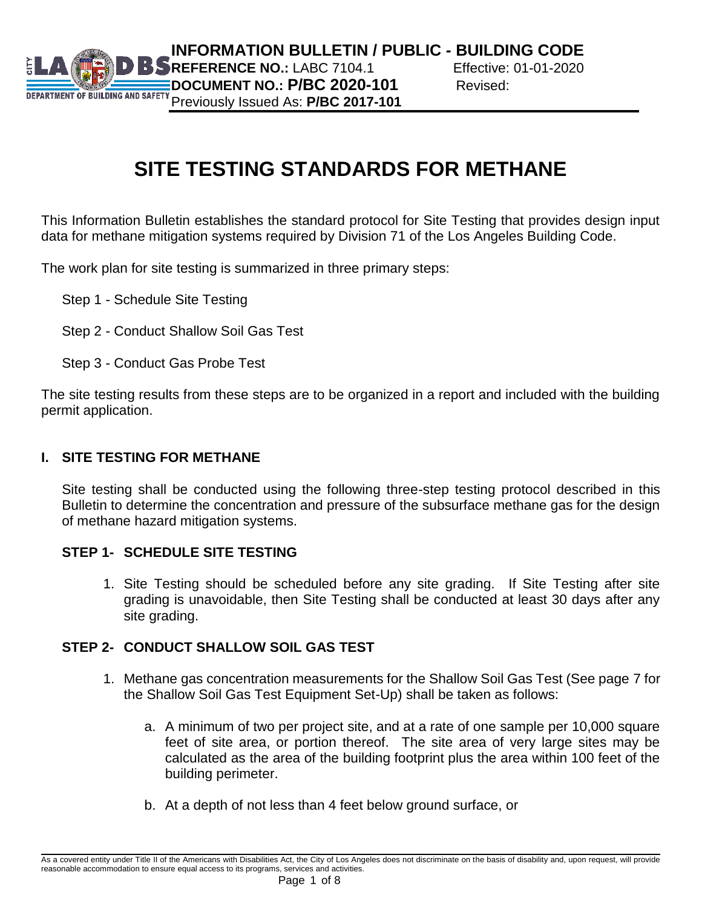**INFORMATION BULLETIN / PUBLIC - BUILDING CODE**
**REFERENCE NO.:** LABC 7104.1 Effective: 01-01-2020
**DOCUMENT NO.: P/BC 2020-101** Revised:
Previously Issued As: **P/BC 2017-101**

# SITE TESTING STANDARDS FOR METHANE

This Information Bulletin establishes the standard protocol for Site Testing that provides design input data for methane mitigation systems required by Division 71 of the Los Angeles Building Code.

The work plan for site testing is summarized in three primary steps:

Step 1 - Schedule Site Testing

Step 2 - Conduct Shallow Soil Gas Test

Step 3 - Conduct Gas Probe Test

The site testing results from these steps are to be organized in a report and included with the building permit application.

## I. SITE TESTING FOR METHANE

Site testing shall be conducted using the following three-step testing protocol described in this Bulletin to determine the concentration and pressure of the subsurface methane gas for the design of methane hazard mitigation systems.

### STEP 1- SCHEDULE SITE TESTING

1. Site Testing should be scheduled before any site grading. If Site Testing after site grading is unavoidable, then Site Testing shall be conducted at least 30 days after any site grading.

### STEP 2- CONDUCT SHALLOW SOIL GAS TEST

1. Methane gas concentration measurements for the Shallow Soil Gas Test (See page 7 for the Shallow Soil Gas Test Equipment Set-Up) shall be taken as follows:

    a. A minimum of two per project site, and at a rate of one sample per 10,000 square feet of site area, or portion thereof. The site area of very large sites may be calculated as the area of the building footprint plus the area within 100 feet of the building perimeter.

    b. At a depth of not less than 4 feet below ground surface, or

As a covered entity under Title II of the Americans with Disabilities Act, the City of Los Angeles does not discriminate on the basis of disability and, upon request, will provide reasonable accommodation to ensure equal access to its programs, services and activities.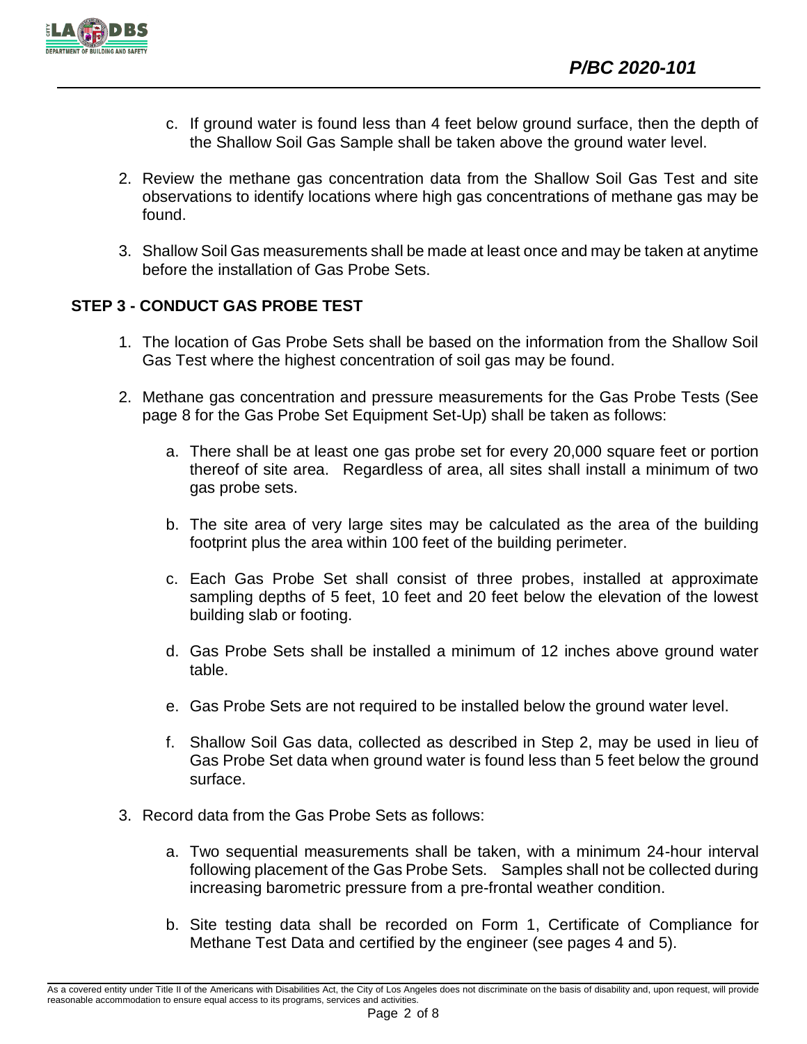c. If ground water is found less than 4 feet below ground surface, then the depth of the Shallow Soil Gas Sample shall be taken above the ground water level.

2. Review the methane gas concentration data from the Shallow Soil Gas Test and site observations to identify locations where high gas concentrations of methane gas may be found.

3. Shallow Soil Gas measurements shall be made at least once and may be taken at anytime before the installation of Gas Probe Sets.

## STEP 3 - CONDUCT GAS PROBE TEST

1. The location of Gas Probe Sets shall be based on the information from the Shallow Soil Gas Test where the highest concentration of soil gas may be found.

2. Methane gas concentration and pressure measurements for the Gas Probe Tests (See page 8 for the Gas Probe Set Equipment Set-Up) shall be taken as follows:

   a. There shall be at least one gas probe set for every 20,000 square feet or portion thereof of site area. Regardless of area, all sites shall install a minimum of two gas probe sets.

   b. The site area of very large sites may be calculated as the area of the building footprint plus the area within 100 feet of the building perimeter.

   c. Each Gas Probe Set shall consist of three probes, installed at approximate sampling depths of 5 feet, 10 feet and 20 feet below the elevation of the lowest building slab or footing.

   d. Gas Probe Sets shall be installed a minimum of 12 inches above ground water table.

   e. Gas Probe Sets are not required to be installed below the ground water level.

   f. Shallow Soil Gas data, collected as described in Step 2, may be used in lieu of Gas Probe Set data when ground water is found less than 5 feet below the ground surface.

3. Record data from the Gas Probe Sets as follows:

   a. Two sequential measurements shall be taken, with a minimum 24-hour interval following placement of the Gas Probe Sets. Samples shall not be collected during increasing barometric pressure from a pre-frontal weather condition.

   b. Site testing data shall be recorded on Form 1, Certificate of Compliance for Methane Test Data and certified by the engineer (see pages 4 and 5).

As a covered entity under Title II of the Americans with Disabilities Act, the City of Los Angeles does not discriminate on the basis of disability and, upon request, will provide reasonable accommodation to ensure equal access to its programs, services and activities.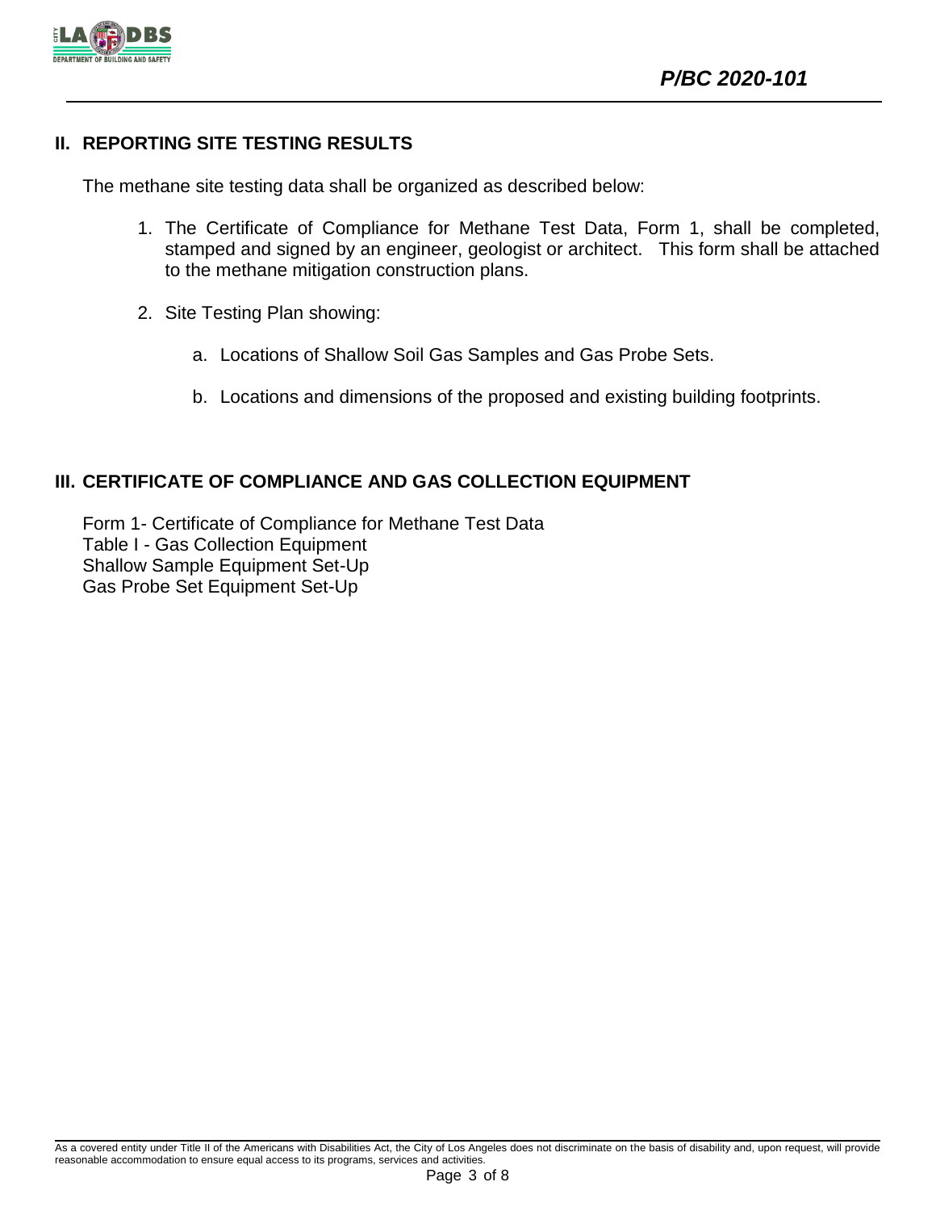## II. REPORTING SITE TESTING RESULTS

The methane site testing data shall be organized as described below:

1. The Certificate of Compliance for Methane Test Data, Form 1, shall be completed, stamped and signed by an engineer, geologist or architect. This form shall be attached to the methane mitigation construction plans.

2. Site Testing Plan showing:

   a. Locations of Shallow Soil Gas Samples and Gas Probe Sets.

   b. Locations and dimensions of the proposed and existing building footprints.

## III. CERTIFICATE OF COMPLIANCE AND GAS COLLECTION EQUIPMENT

Form 1- Certificate of Compliance for Methane Test Data
Table I - Gas Collection Equipment
Shallow Sample Equipment Set-Up
Gas Probe Set Equipment Set-Up

As a covered entity under Title II of the Americans with Disabilities Act, the City of Los Angeles does not discriminate on the basis of disability and, upon request, will provide reasonable accommodation to ensure equal access to its programs, services and activities.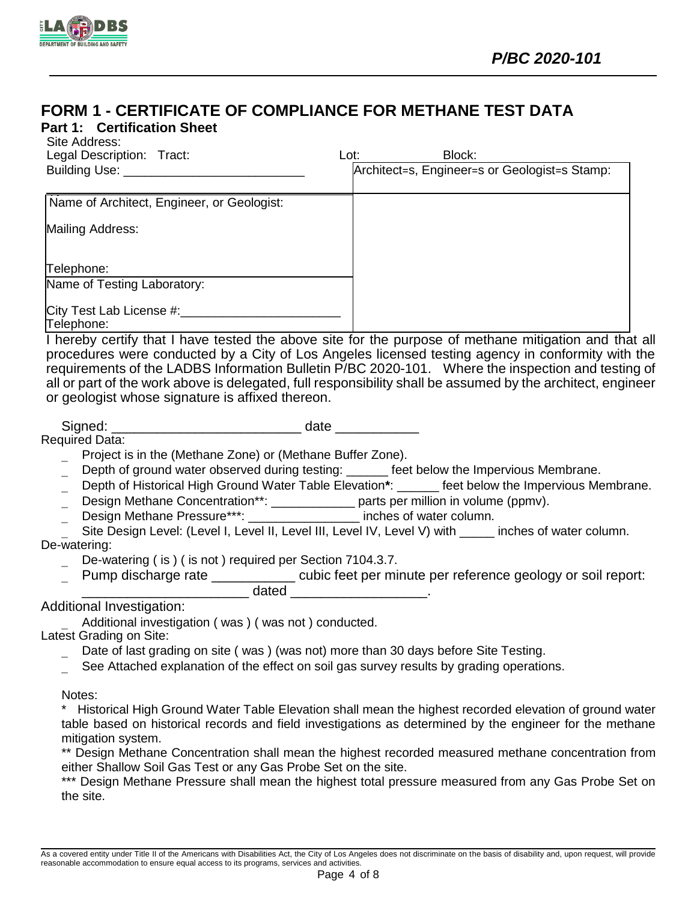# FORM 1 - CERTIFICATE OF COMPLIANCE FOR METHANE TEST DATA

## Part 1: Certification Sheet

Site Address:

Legal Description: Tract: Lot: Block:

Building Use: __________________________

| | Architect=s, Engineer=s or Geologist=s Stamp: |
|---|---|
| Name of Architect, Engineer, or Geologist:<br><br>Mailing Address:<br><br>Telephone: | |
| Name of Testing Laboratory:<br><br>City Test Lab License #:________________________<br>Telephone: | |

I hereby certify that I have tested the above site for the purpose of methane mitigation and that all procedures were conducted by a City of Los Angeles licensed testing agency in conformity with the requirements of the LADBS Information Bulletin P/BC 2020-101. Where the inspection and testing of all or part of the work above is delegated, full responsibility shall be assumed by the architect, engineer or geologist whose signature is affixed thereon.

Signed: _________________________ date ___________

Required Data:

- Project is in the (Methane Zone) or (Methane Buffer Zone).
- Depth of ground water observed during testing: ______ feet below the Impervious Membrane.
- Depth of Historical High Ground Water Table Elevation**\***: ______ feet below the Impervious Membrane.
- Design Methane Concentration**: ____________ parts per million in volume (ppmv).
- Design Methane Pressure***: ________________ inches of water column.
- Site Design Level: (Level I, Level II, Level III, Level IV, Level V) with _____ inches of water column.

De-watering:

- De-watering ( is ) ( is not ) required per Section 7104.3.7.
- Pump discharge rate ___________ cubic feet per minute per reference geology or soil report: ______________________ dated __________________.

Additional Investigation:

- Additional investigation ( was ) ( was not ) conducted.

Latest Grading on Site:

- Date of last grading on site ( was ) (was not) more than 30 days before Site Testing.
- See Attached explanation of the effect on soil gas survey results by grading operations.

Notes:

\* Historical High Ground Water Table Elevation shall mean the highest recorded elevation of ground water table based on historical records and field investigations as determined by the engineer for the methane mitigation system.

** Design Methane Concentration shall mean the highest recorded measured methane concentration from either Shallow Soil Gas Test or any Gas Probe Set on the site.

*** Design Methane Pressure shall mean the highest total pressure measured from any Gas Probe Set on the site.

As a covered entity under Title II of the Americans with Disabilities Act, the City of Los Angeles does not discriminate on the basis of disability and, upon request, will provide reasonable accommodation to ensure equal access to its programs, services and activities.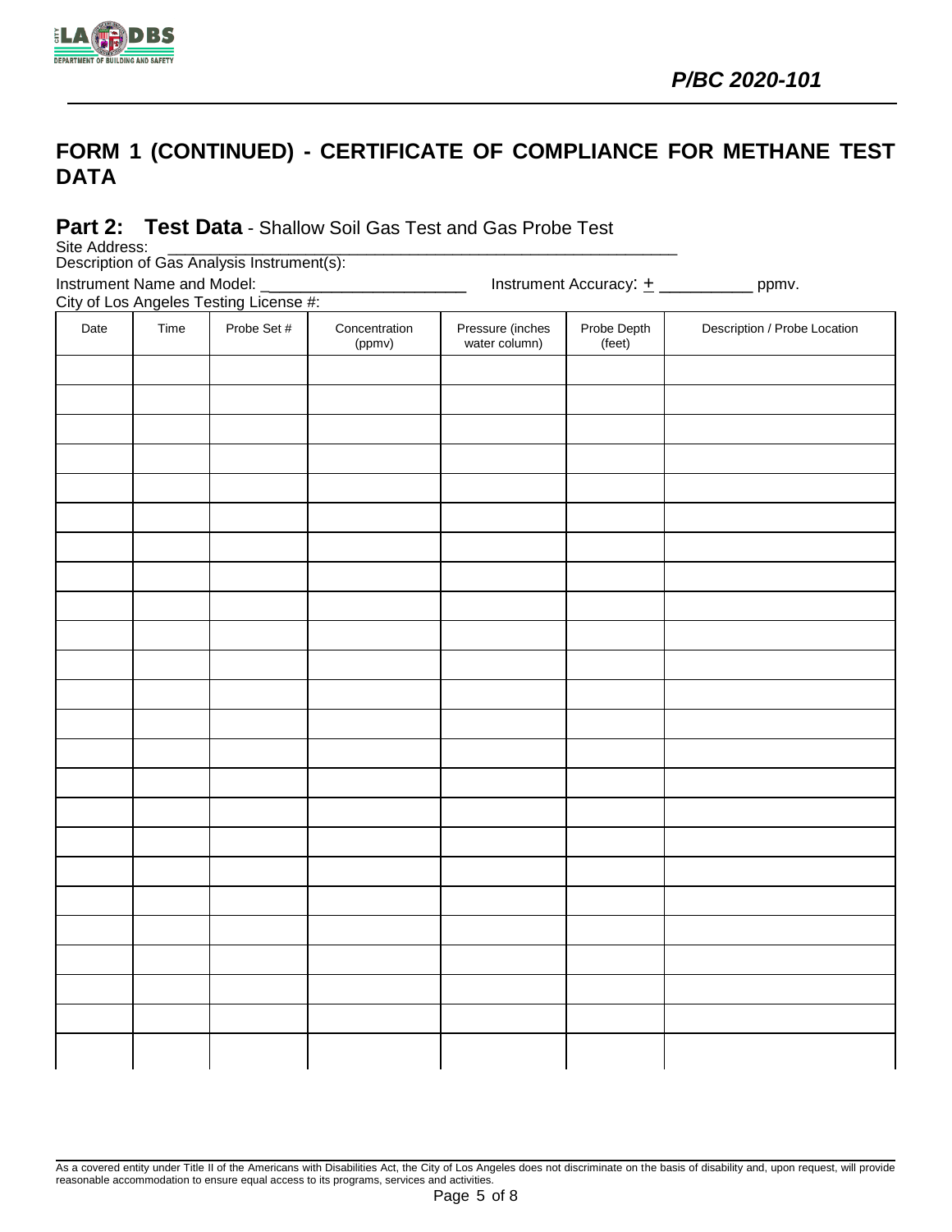## FORM 1 (CONTINUED) - CERTIFICATE OF COMPLIANCE FOR METHANE TEST DATA

### Part 2: Test Data - Shallow Soil Gas Test and Gas Probe Test

Site Address: ____________________________________________________________

Description of Gas Analysis Instrument(s):

Instrument Name and Model: _______________________ Instrument Accuracy: ± __________ ppmv.

City of Los Angeles Testing License #:

| Date | Time | Probe Set # | Concentration (ppmv) | Pressure (inches water column) | Probe Depth (feet) | Description / Probe Location |
|---|---|---|---|---|---|---|
| | | | | | | |
| | | | | | | |
| | | | | | | |
| | | | | | | |
| | | | | | | |
| | | | | | | |
| | | | | | | |
| | | | | | | |
| | | | | | | |
| | | | | | | |
| | | | | | | |
| | | | | | | |
| | | | | | | |
| | | | | | | |
| | | | | | | |
| | | | | | | |
| | | | | | | |
| | | | | | | |
| | | | | | | |
| | | | | | | |
| | | | | | | |
| | | | | | | |
| | | | | | | |
| | | | | | | |

As a covered entity under Title II of the Americans with Disabilities Act, the City of Los Angeles does not discriminate on the basis of disability and, upon request, will provide reasonable accommodation to ensure equal access to its programs, services and activities.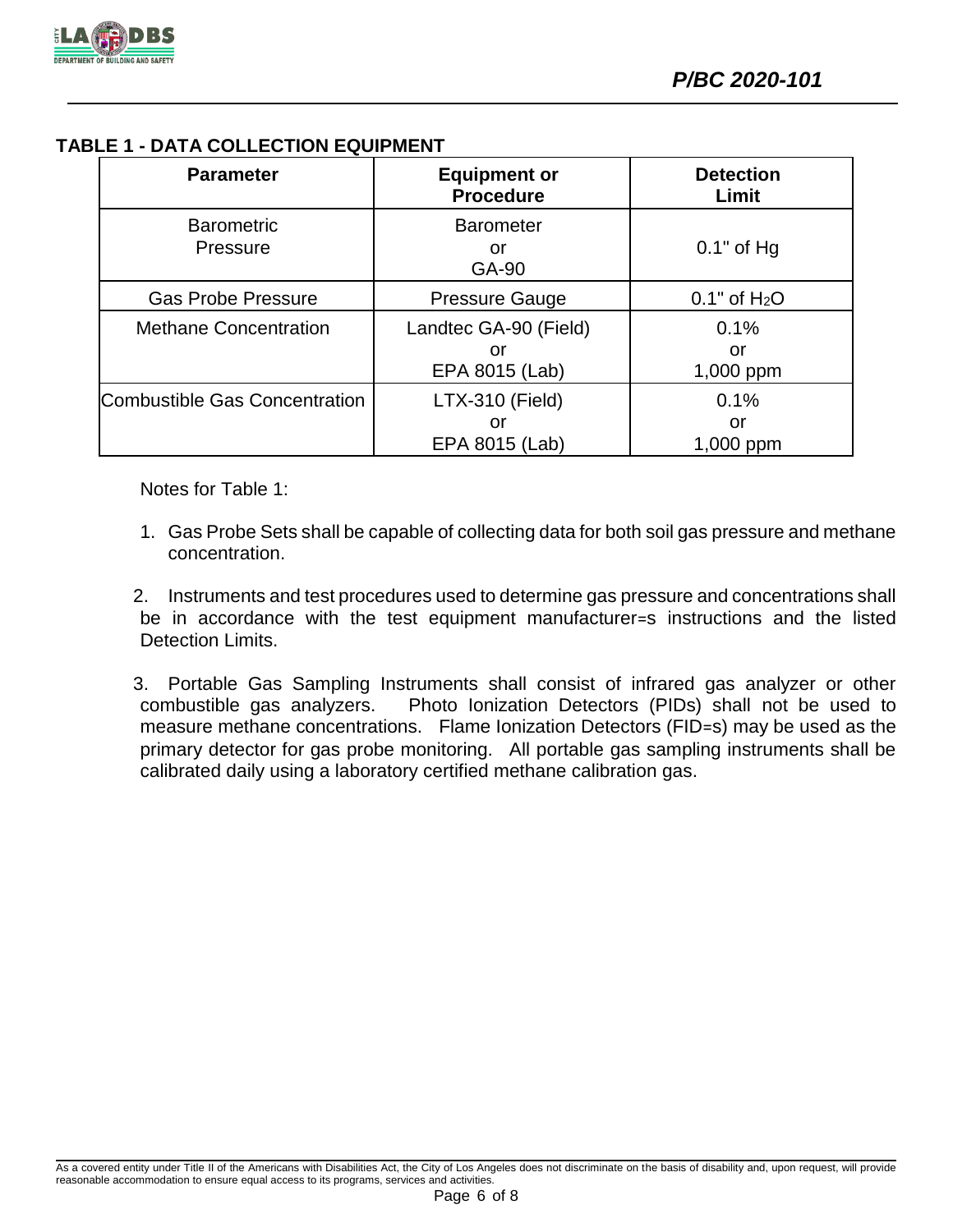## TABLE 1 - DATA COLLECTION EQUIPMENT

| Parameter | Equipment or Procedure | Detection Limit |
| --- | --- | --- |
| Barometric Pressure | Barometer or GA-90 | 0.1" of Hg |
| Gas Probe Pressure | Pressure Gauge | 0.1" of $H_2O$ |
| Methane Concentration | Landtec GA-90 (Field) or EPA 8015 (Lab) | 0.1% or 1,000 ppm |
| Combustible Gas Concentration | LTX-310 (Field) or EPA 8015 (Lab) | 0.1% or 1,000 ppm |

Notes for Table 1:

1. Gas Probe Sets shall be capable of collecting data for both soil gas pressure and methane concentration.

2. Instruments and test procedures used to determine gas pressure and concentrations shall be in accordance with the test equipment manufacturer=s instructions and the listed Detection Limits.

3. Portable Gas Sampling Instruments shall consist of infrared gas analyzer or other combustible gas analyzers. Photo Ionization Detectors (PIDs) shall not be used to measure methane concentrations. Flame Ionization Detectors (FID=s) may be used as the primary detector for gas probe monitoring. All portable gas sampling instruments shall be calibrated daily using a laboratory certified methane calibration gas.

As a covered entity under Title II of the Americans with Disabilities Act, the City of Los Angeles does not discriminate on the basis of disability and, upon request, will provide reasonable accommodation to ensure equal access to its programs, services and activities.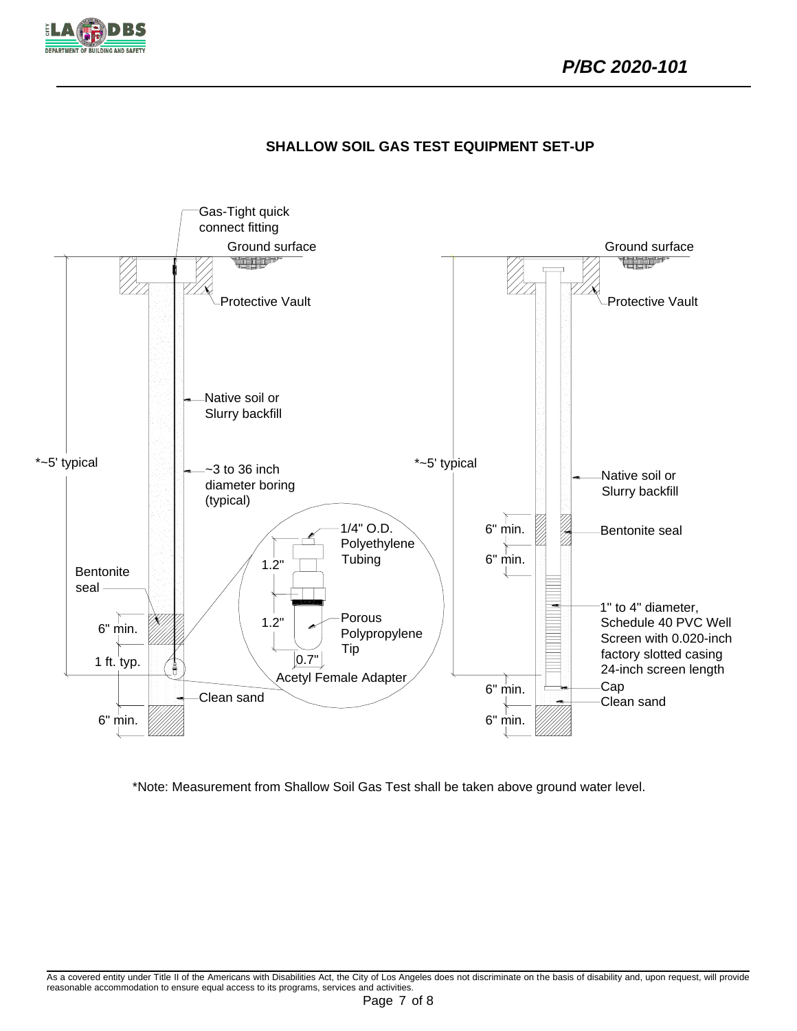## SHALLOW SOIL GAS TEST EQUIPMENT SET-UP

Gas-Tight quick connect fitting

Ground surface

Protective Vault

Native soil or Slurry backfill

*~5' typical

~3 to 36 inch diameter boring (typical)

1/4" O.D. Polyethylene Tubing

1.2"

1.2"

Porous Polypropylene Tip

0.7"

Acetyl Female Adapter

Bentonite seal

6" min.

1 ft. typ.

Clean sand

6" min.

Ground surface

Protective Vault

*~5' typical

Native soil or Slurry backfill

6" min.

Bentonite seal

6" min.

1" to 4" diameter, Schedule 40 PVC Well Screen with 0.020-inch factory slotted casing 24-inch screen length

6" min.

Cap

Clean sand

6" min.

*Note: Measurement from Shallow Soil Gas Test shall be taken above ground water level.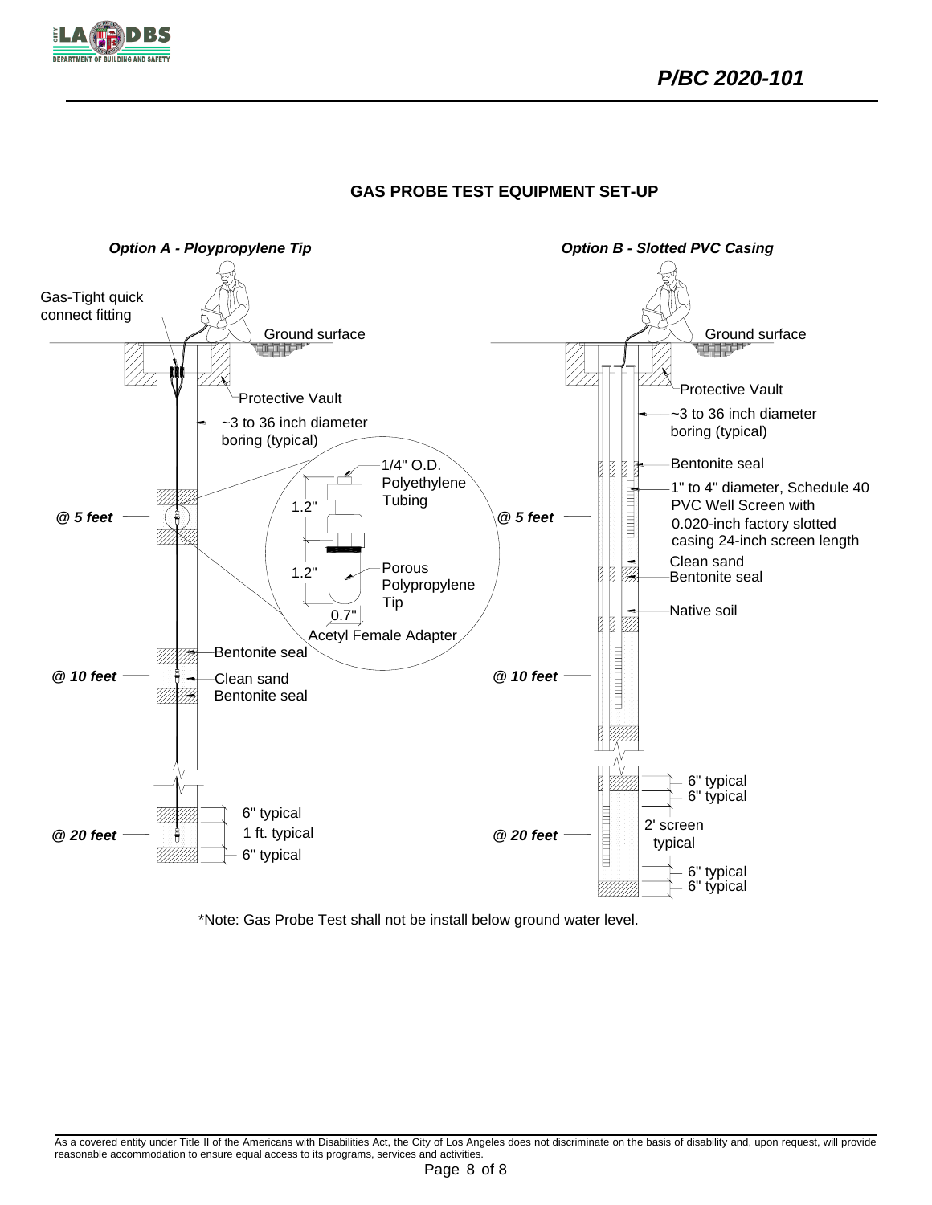## GAS PROBE TEST EQUIPMENT SET-UP

***Option A - Ploypropylene Tip***

Gas-Tight quick connect fitting

Ground surface

Protective Vault

~3 to 36 inch diameter boring (typical)

1/4" O.D. Polyethylene Tubing

1.2"

1.2"

Porous Polypropylene Tip

0.7"

Acetyl Female Adapter

***@ 5 feet***

Bentonite seal

***@ 10 feet***

Clean sand

Bentonite seal

6" typical

***@ 20 feet***

1 ft. typical

6" typical

***Option B - Slotted PVC Casing***

Ground surface

Protective Vault

~3 to 36 inch diameter boring (typical)

Bentonite seal

1" to 4" diameter, Schedule 40 PVC Well Screen with 0.020-inch factory slotted casing 24-inch screen length

***@ 5 feet***

Clean sand

Bentonite seal

Native soil

***@ 10 feet***

6" typical

6" typical

2' screen typical

***@ 20 feet***

6" typical

6" typical

*Note: Gas Probe Test shall not be install below ground water level.

As a covered entity under Title II of the Americans with Disabilities Act, the City of Los Angeles does not discriminate on the basis of disability and, upon request, will provide reasonable accommodation to ensure equal access to its programs, services and activities.